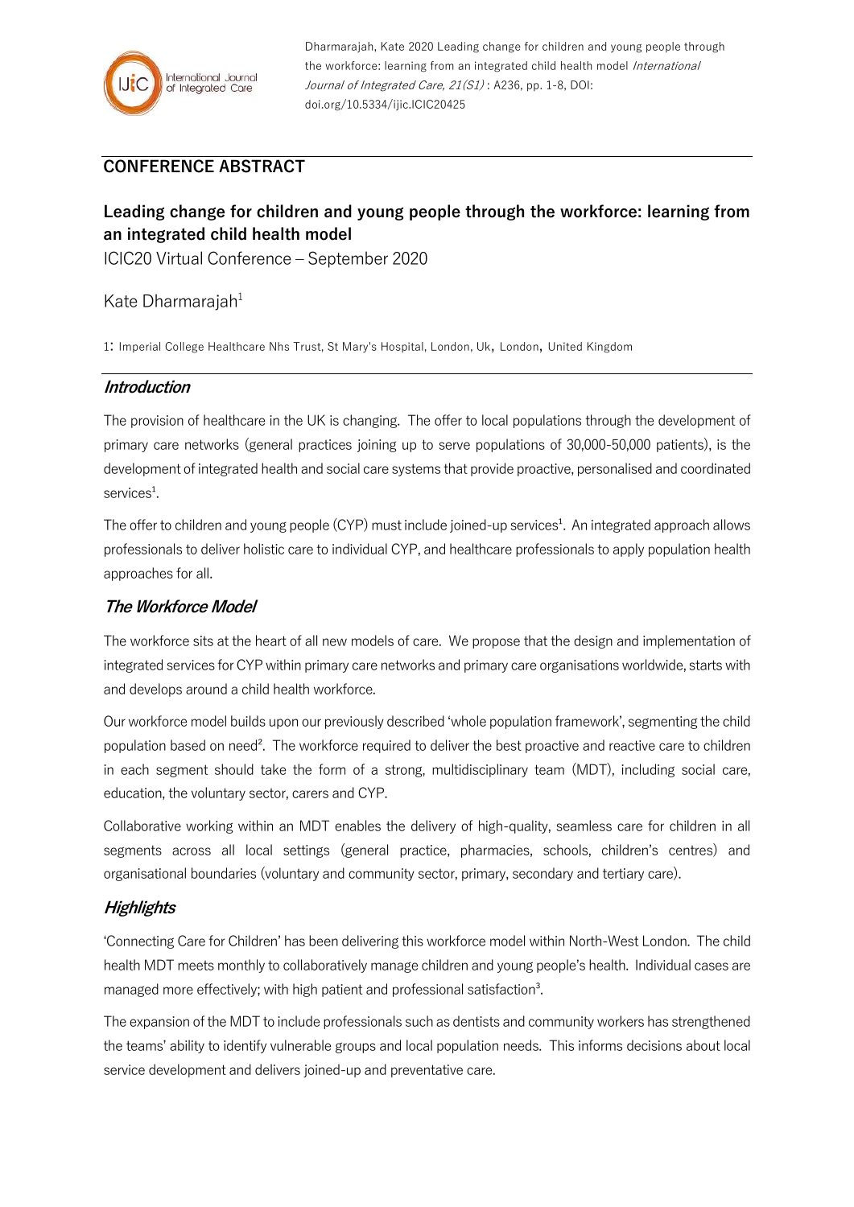Dharmarajah, Kate 2020 Leading change for children and young people through the workforce: learning from an integrated child health model *International Journal of Integrated Care, 21(S1)* : A236, pp. 1-8, DOI: doi.org/10.5334/ijic.ICIC20425

## CONFERENCE ABSTRACT

# Leading change for children and young people through the workforce: learning from an integrated child health model

ICIC20 Virtual Conference – September 2020

Kate Dharmarajah[1]

1: Imperial College Healthcare Nhs Trust, St Mary's Hospital, London, Uk，London，United Kingdom

## *Introduction*

The provision of healthcare in the UK is changing. The offer to local populations through the development of primary care networks (general practices joining up to serve populations of 30,000-50,000 patients), is the development of integrated health and social care systems that provide proactive, personalised and coordinated services[1].

The offer to children and young people (CYP) must include joined-up services[1]. An integrated approach allows professionals to deliver holistic care to individual CYP, and healthcare professionals to apply population health approaches for all.

## *The Workforce Model*

The workforce sits at the heart of all new models of care. We propose that the design and implementation of integrated services for CYP within primary care networks and primary care organisations worldwide, starts with and develops around a child health workforce.

Our workforce model builds upon our previously described 'whole population framework', segmenting the child population based on need[2]. The workforce required to deliver the best proactive and reactive care to children in each segment should take the form of a strong, multidisciplinary team (MDT), including social care, education, the voluntary sector, carers and CYP.

Collaborative working within an MDT enables the delivery of high-quality, seamless care for children in all segments across all local settings (general practice, pharmacies, schools, children's centres) and organisational boundaries (voluntary and community sector, primary, secondary and tertiary care).

## *Highlights*

'Connecting Care for Children' has been delivering this workforce model within North-West London. The child health MDT meets monthly to collaboratively manage children and young people's health. Individual cases are managed more effectively; with high patient and professional satisfaction[3].

The expansion of the MDT to include professionals such as dentists and community workers has strengthened the teams' ability to identify vulnerable groups and local population needs. This informs decisions about local service development and delivers joined-up and preventative care.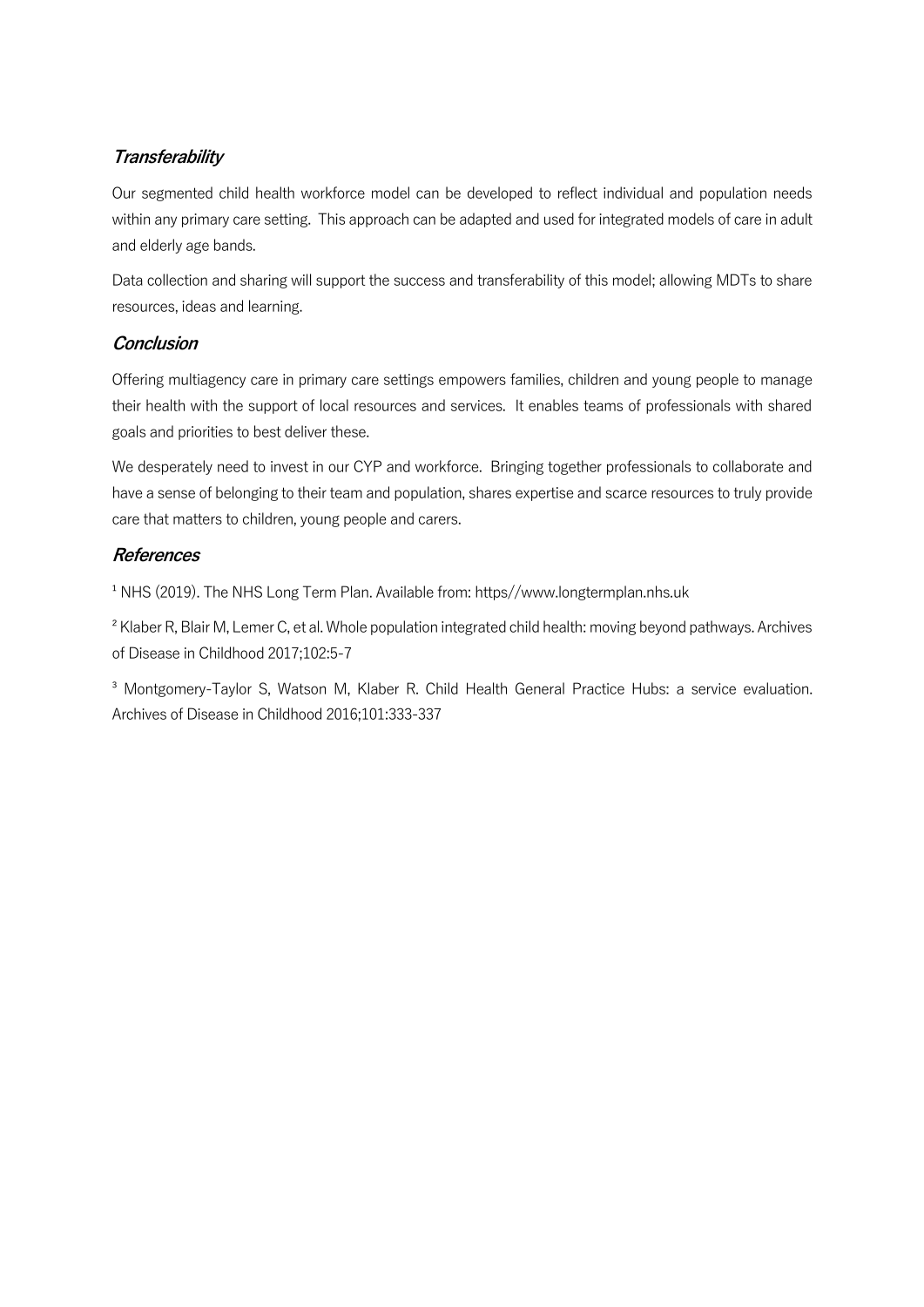### *Transferability*

Our segmented child health workforce model can be developed to reflect individual and population needs within any primary care setting. This approach can be adapted and used for integrated models of care in adult and elderly age bands.

Data collection and sharing will support the success and transferability of this model; allowing MDTs to share resources, ideas and learning.

### *Conclusion*

Offering multiagency care in primary care settings empowers families, children and young people to manage their health with the support of local resources and services. It enables teams of professionals with shared goals and priorities to best deliver these.

We desperately need to invest in our CYP and workforce. Bringing together professionals to collaborate and have a sense of belonging to their team and population, shares expertise and scarce resources to truly provide care that matters to children, young people and carers.

### *References*

[1] NHS (2019). The NHS Long Term Plan. Available from: https//www.longtermplan.nhs.uk

[2] Klaber R, Blair M, Lemer C, et al. Whole population integrated child health: moving beyond pathways. Archives of Disease in Childhood 2017;102:5-7

[3] Montgomery-Taylor S, Watson M, Klaber R. Child Health General Practice Hubs: a service evaluation. Archives of Disease in Childhood 2016;101:333-337